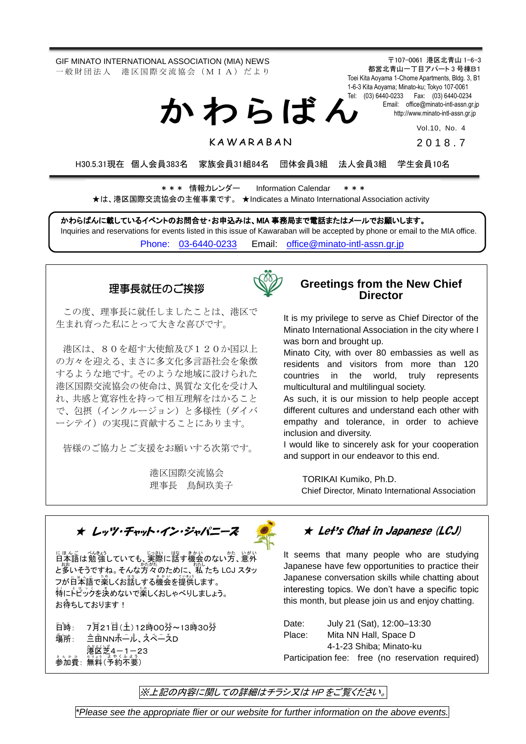GIF MINATO INTERNATIONAL ASSOCIATION (MIA) NEWS
一般財団法人　港区国際交流協会（ＭＩＡ）だより

〒107-0061 港区北青山 1-6-3
都営北青山一丁目アパート３号棟B1
Toei Kita Aoyama 1-Chome Apartments, Bldg. 3, B1
1-6-3 Kita Aoyama; Minato-ku; Tokyo 107-0061
Tel: (03) 6440-0233　Fax: (03) 6440-0234
Email: office@minato-intl-assn.gr.jp
http://www.minato-intl-assn.gr.jp

# かわらばん

KAWARABAN

Vol.10, No. 4
２０１８.７

H30.5.31現在　個人会員383名　家族会員31組84名　団体会員3組　法人会員3組　学生会員10名

＊＊＊ 情報カレンダー　Information Calendar　＊＊＊
★は、港区国際交流協会の主催事業です。 ★Indicates a Minato International Association activity

**かわらばんに載しているイベントのお問合せ・お申込みは、MIA 事務局まで電話またはメールでお願いします。**
Inquiries and reservations for events listed in this issue of Kawaraban will be accepted by phone or email to the MIA office.
Phone: 03-6440-0233　Email: office@minato-intl-assn.gr.jp

## 理事長就任のご挨拶

この度、理事長に就任しましたことは、港区で生まれ育った私にとって大きな喜びです。

港区は、８０を超す大使館及び１２０か国以上の方々を迎える、まさに多文化多言語社会を象徴するような地です。そのような地域に設けられた港区国際交流協会の使命は、異質な文化を受け入れ、共感と寛容性を持って相互理解をはかることで、包摂（インクルージョン）と多様性（ダイバーシテイ）の実現に貢献することにあります。

皆様のご協力とご支援をお願いする次第です。

港区国際交流協会
理事長　鳥飼玖美子

## Greetings from the New Chief Director

It is my privilege to serve as Chief Director of the Minato International Association in the city where I was born and brought up.
Minato City, with over 80 embassies as well as residents and visitors from more than 120 countries in the world, truly represents multicultural and multilingual society.
As such, it is our mission to help people accept different cultures and understand each other with empathy and tolerance, in order to achieve inclusion and diversity.
I would like to sincerely ask for your cooperation and support in our endeavor to this end.

TORIKAI Kumiko, Ph.D.
Chief Director, Minato International Association

## ★ レッツ・チャット・イン・ジャパニーズ

日本語は勉強していても、実際に話す機会のない方、意外と多いそうですね。そんな方々のために、私たち LCJ スタッフが日本語で楽しくお話しする機会を提供します。
特にトピックを決めないで楽しくおしゃべりしましょう。
お待ちしております！

日時：　7月21日（土）12時00分～13時30分
場所：　三田NNホール、スペースD
　　　　港区芝4－1－23
参加費：無料（予約不要）

## ★ Let's Chat in Japanese (LCJ)

It seems that many people who are studying Japanese have few opportunities to practice their Japanese conversation skills while chatting about interesting topics. We don't have a specific topic this month, but please join us and enjoy chatting.

Date: July 21 (Sat), 12:00–13:30
Place: Mita NN Hall, Space D
4-1-23 Shiba; Minato-ku
Participation fee: free (no reservation required)

*※上記の内容に関しての詳細はチラシ又は HP をご覧ください。*

*\*Please see the appropriate flier or our website for further information on the above events.*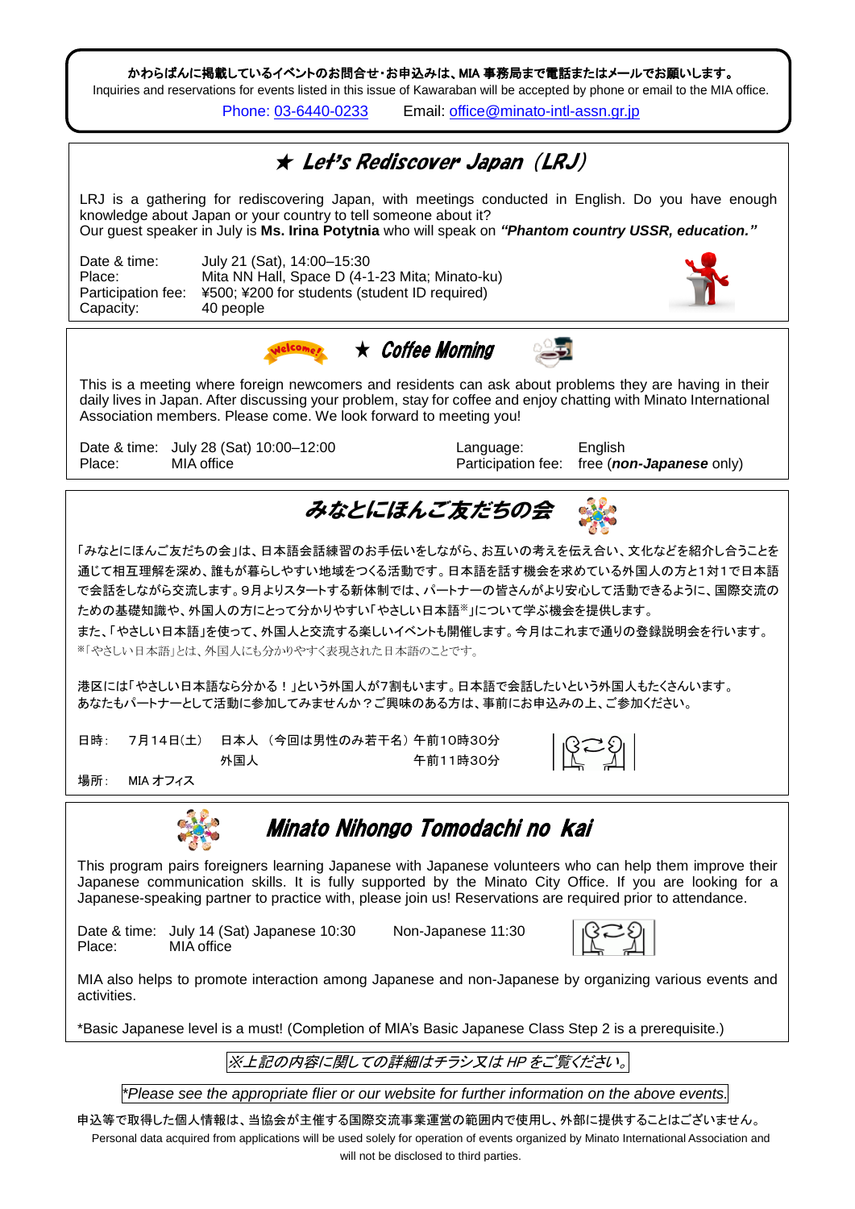**かわらばんに掲載しているイベントのお問合せ・お申込みは、MIA 事務局まで電話またはメールでお願いします。**

Inquiries and reservations for events listed in this issue of Kawaraban will be accepted by phone or email to the MIA office.

Phone: 03-6440-0233　　Email: office@minato-intl-assn.gr.jp

## ★ Let's Rediscover Japan（LRJ）

LRJ is a gathering for rediscovering Japan, with meetings conducted in English. Do you have enough knowledge about Japan or your country to tell someone about it?
Our guest speaker in July is **Ms. Irina Potytnia** who will speak on ***"Phantom country USSR, education."***

Date & time: July 21 (Sat), 14:00–15:30
Place: Mita NN Hall, Space D (4-1-23 Mita; Minato-ku)
Participation fee: ¥500; ¥200 for students (student ID required)
Capacity: 40 people

## ★ Coffee Morning

This is a meeting where foreign newcomers and residents can ask about problems they are having in their daily lives in Japan. After discussing your problem, stay for coffee and enjoy chatting with Minato International Association members. Please come. We look forward to meeting you!

Date & time: July 28 (Sat) 10:00–12:00
Place: MIA office
Language: English
Participation fee: free (***non-Japanese*** only)

## みなとにほんご友だちの会

「みなとにほんご友だちの会」は、日本語会話練習のお手伝いをしながら、お互いの考えを伝え合い、文化などを紹介し合うことを通じて相互理解を深め、誰もが暮らしやすい地域をつくる活動です。日本語を話す機会を求めている外国人の方と1対1で日本語で会話をしながら交流します。9月よりスタートする新体制では、パートナーの皆さんがより安心して活動できるように、国際交流のための基礎知識や、外国人の方にとって分かりやすい「やさしい日本語※」について学ぶ機会を提供します。
また、「やさしい日本語」を使って、外国人と交流する楽しいイベントも開催します。今月はこれまで通りの登録説明会を行います。
※「やさしい日本語」とは、外国人にも分かりやすく表現された日本語のことです。

港区には「やさしい日本語なら分かる！」という外国人が7割もいます。日本語で会話したいという外国人もたくさんいます。
あなたもパートナーとして活動に参加してみませんか？ご興味のある方は、事前にお申込みの上、ご参加ください。

日時：　7月14日(土)　日本人 （今回は男性のみ若干名）午前10時30分
　　　　　　　　　　　外国人　午前11時30分
場所：　MIA オフィス

## Minato Nihongo Tomodachi no kai

This program pairs foreigners learning Japanese with Japanese volunteers who can help them improve their Japanese communication skills. It is fully supported by the Minato City Office. If you are looking for a Japanese-speaking partner to practice with, please join us! Reservations are required prior to attendance.

Date & time: July 14 (Sat) Japanese 10:30　　Non-Japanese 11:30
Place: MIA office

MIA also helps to promote interaction among Japanese and non-Japanese by organizing various events and activities.

*Basic Japanese level is a must! (Completion of MIA's Basic Japanese Class Step 2 is a prerequisite.)

*※上記の内容に関しての詳細はチラシ又は HP をご覧ください。*

*Please see the appropriate flier or our website for further information on the above events.*

申込等で取得した個人情報は、当協会が主催する国際交流事業運営の範囲内で使用し、外部に提供することはございません。
Personal data acquired from applications will be used solely for operation of events organized by Minato International Association and will not be disclosed to third parties.